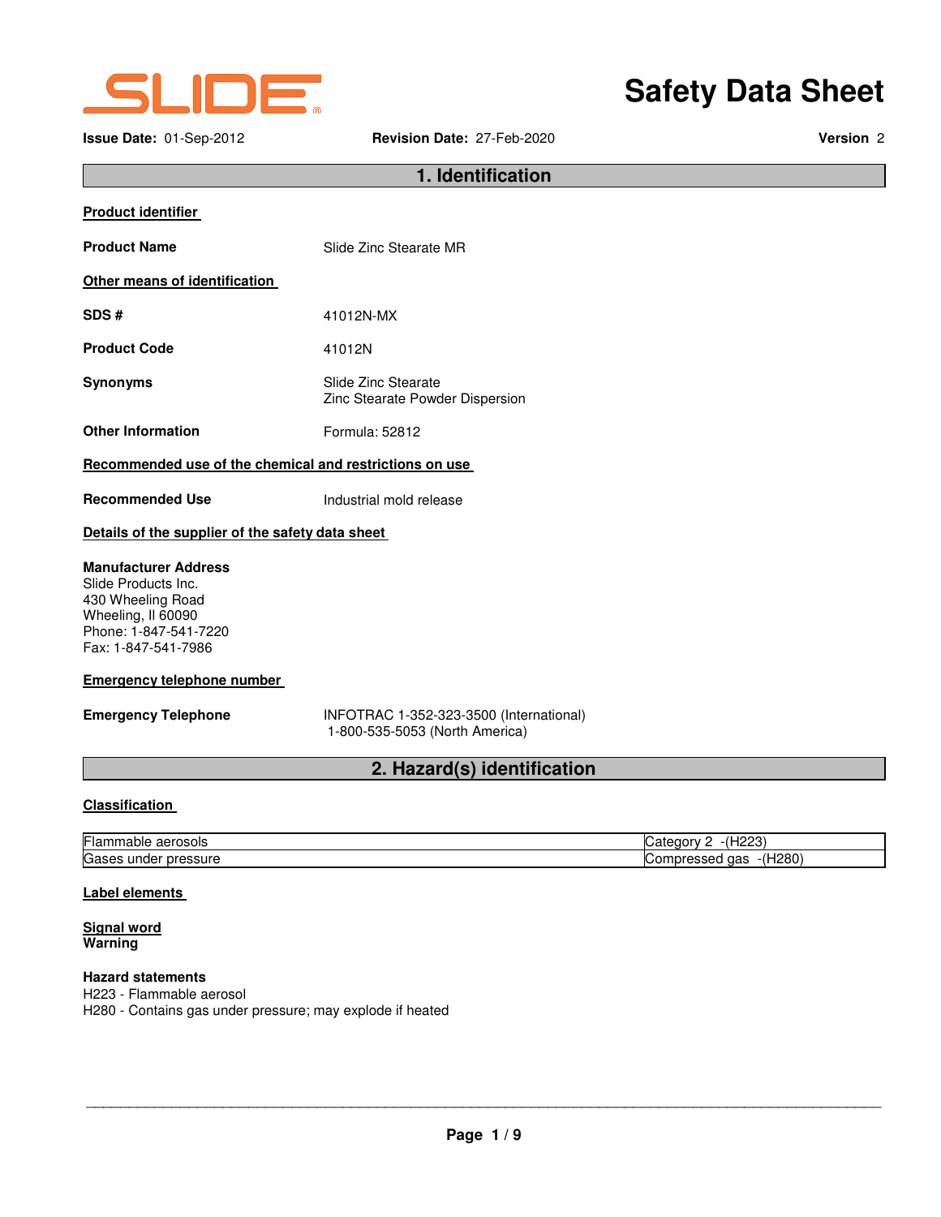SLIDE®

# Safety Data Sheet

**Issue Date:** 01-Sep-2012 **Revision Date:** 27-Feb-2020 **Version** 2

## 1. Identification

**Product identifier**

**Product Name** Slide Zinc Stearate MR

**Other means of identification**

**SDS #** 41012N-MX

**Product Code** 41012N

**Synonyms** Slide Zinc Stearate
Zinc Stearate Powder Dispersion

**Other Information** Formula: 52812

**Recommended use of the chemical and restrictions on use**

**Recommended Use** Industrial mold release

**Details of the supplier of the safety data sheet**

**Manufacturer Address**
Slide Products Inc.
430 Wheeling Road
Wheeling, Il 60090
Phone: 1-847-541-7220
Fax: 1-847-541-7986

**Emergency telephone number**

**Emergency Telephone** INFOTRAC 1-352-323-3500 (International)
1-800-535-5053 (North America)

## 2. Hazard(s) identification

**Classification**

| | |
|---|---|
| Flammable aerosols | Category 2 -(H223) |
| Gases under pressure | Compressed gas -(H280) |

**Label elements**

**Signal word**
**Warning**

**Hazard statements**
H223 - Flammable aerosol
H280 - Contains gas under pressure; may explode if heated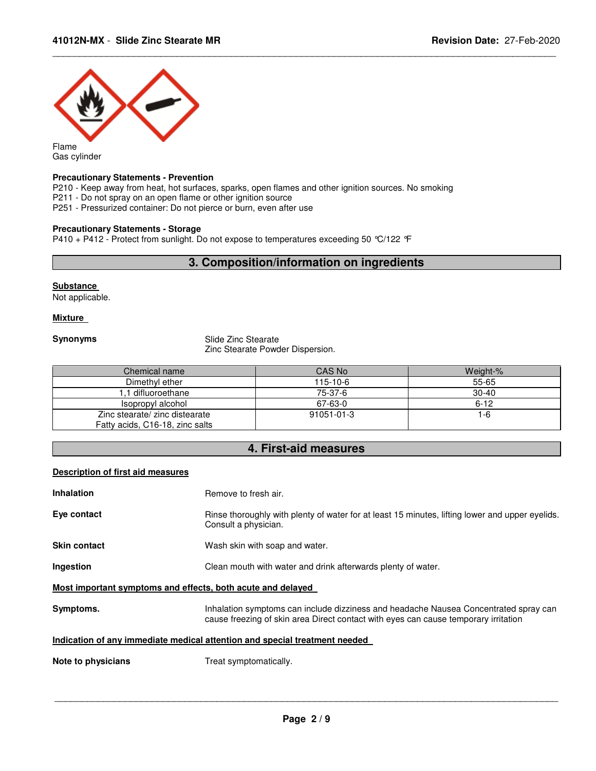Flame
Gas cylinder

**Precautionary Statements - Prevention**
P210 - Keep away from heat, hot surfaces, sparks, open flames and other ignition sources. No smoking
P211 - Do not spray on an open flame or other ignition source
P251 - Pressurized container: Do not pierce or burn, even after use

**Precautionary Statements - Storage**
P410 + P412 - Protect from sunlight. Do not expose to temperatures exceeding 50 °C/122 °F

## 3. Composition/information on ingredients

**Substance**
Not applicable.

**Mixture**

**Synonyms** Slide Zinc Stearate
Zinc Stearate Powder Dispersion.

| Chemical name | CAS No | Weight-% |
|---|---|---|
| Dimethyl ether | 115-10-6 | 55-65 |
| 1,1 difluoroethane | 75-37-6 | 30-40 |
| Isopropyl alcohol | 67-63-0 | 6-12 |
| Zinc stearate/ zinc distearate Fatty acids, C16-18, zinc salts | 91051-01-3 | 1-6 |

## 4. First-aid measures

**Description of first aid measures**

**Inhalation** Remove to fresh air.

**Eye contact** Rinse thoroughly with plenty of water for at least 15 minutes, lifting lower and upper eyelids. Consult a physician.

**Skin contact** Wash skin with soap and water.

**Ingestion** Clean mouth with water and drink afterwards plenty of water.

**Most important symptoms and effects, both acute and delayed**

**Symptoms.** Inhalation symptoms can include dizziness and headache Nausea Concentrated spray can cause freezing of skin area Direct contact with eyes can cause temporary irritation

**Indication of any immediate medical attention and special treatment needed**

**Note to physicians** Treat symptomatically.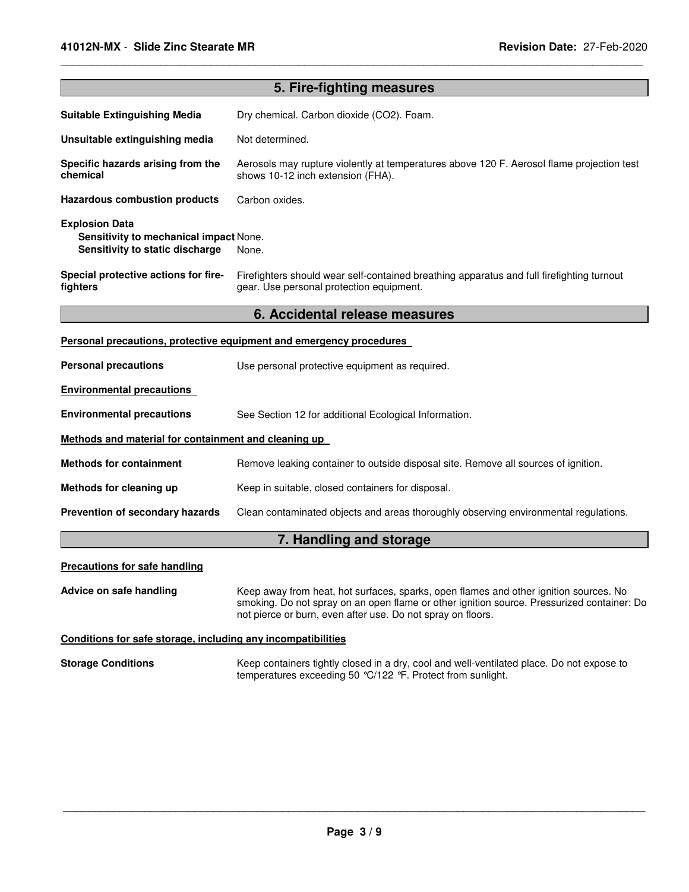## 5. Fire-fighting measures

**Suitable Extinguishing Media** Dry chemical. Carbon dioxide (CO2). Foam.

**Unsuitable extinguishing media** Not determined.

**Specific hazards arising from the chemical** Aerosols may rupture violently at temperatures above 120 F. Aerosol flame projection test shows 10-12 inch extension (FHA).

**Hazardous combustion products** Carbon oxides.

**Explosion Data**
**Sensitivity to mechanical impact** None.
**Sensitivity to static discharge** None.

**Special protective actions for fire-fighters** Firefighters should wear self-contained breathing apparatus and full firefighting turnout gear. Use personal protection equipment.

## 6. Accidental release measures

**Personal precautions, protective equipment and emergency procedures**

**Personal precautions** Use personal protective equipment as required.

**Environmental precautions**

**Environmental precautions** See Section 12 for additional Ecological Information.

**Methods and material for containment and cleaning up**

**Methods for containment** Remove leaking container to outside disposal site. Remove all sources of ignition.

**Methods for cleaning up** Keep in suitable, closed containers for disposal.

**Prevention of secondary hazards** Clean contaminated objects and areas thoroughly observing environmental regulations.

## 7. Handling and storage

**Precautions for safe handling**

**Advice on safe handling** Keep away from heat, hot surfaces, sparks, open flames and other ignition sources. No smoking. Do not spray on an open flame or other ignition source. Pressurized container: Do not pierce or burn, even after use. Do not spray on floors.

**Conditions for safe storage, including any incompatibilities**

**Storage Conditions** Keep containers tightly closed in a dry, cool and well-ventilated place. Do not expose to temperatures exceeding 50 °C/122 °F. Protect from sunlight.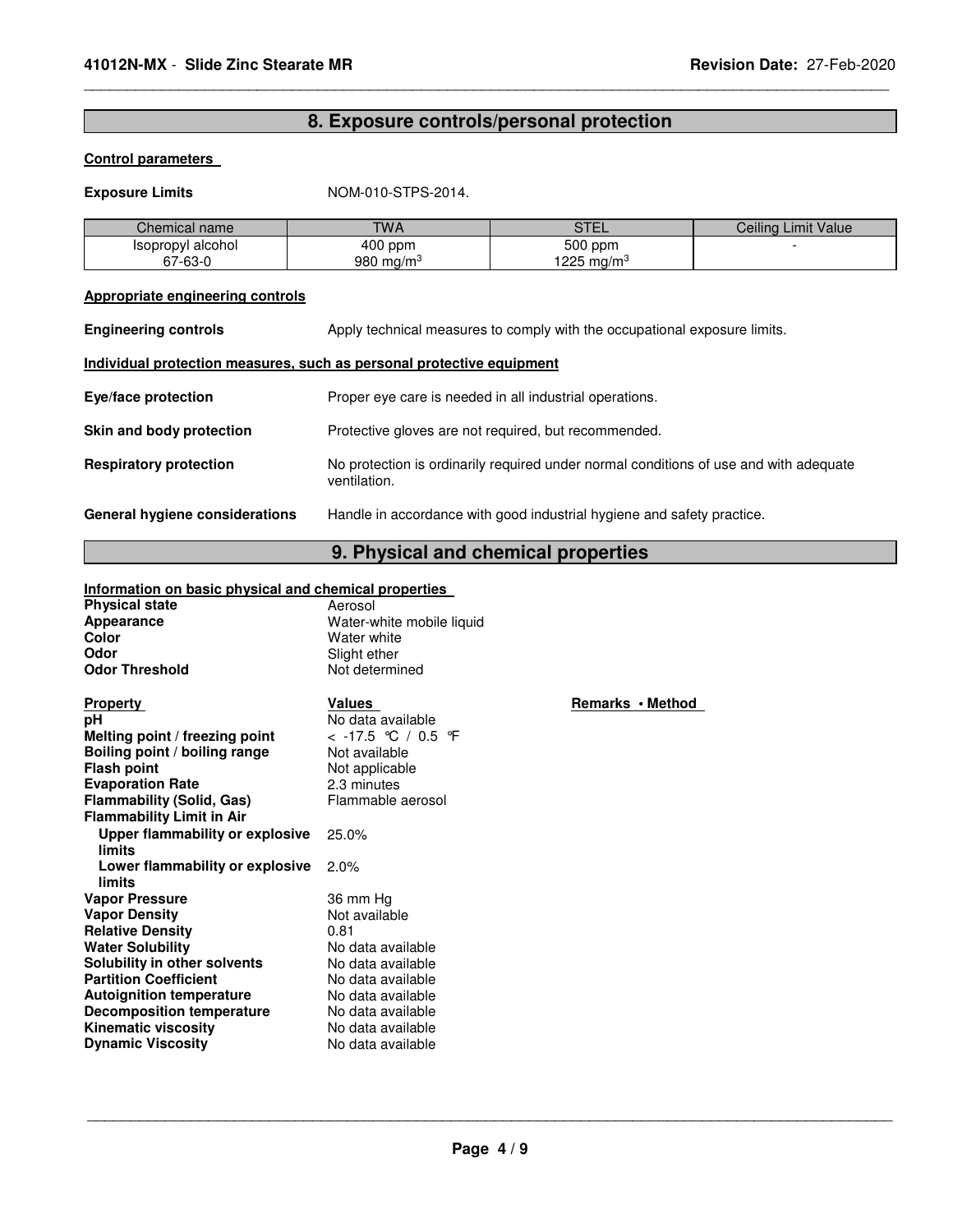## 8. Exposure controls/personal protection

**Control parameters**

**Exposure Limits** NOM-010-STPS-2014.

| Chemical name | TWA | STEL | Ceiling Limit Value |
|---|---|---|---|
| Isopropyl alcohol<br>67-63-0 | 400 ppm<br>980 mg/m$^3$ | 500 ppm<br>1225 mg/m$^3$ | - |

**Appropriate engineering controls**

**Engineering controls** Apply technical measures to comply with the occupational exposure limits.

**Individual protection measures, such as personal protective equipment**

**Eye/face protection** Proper eye care is needed in all industrial operations.

**Skin and body protection** Protective gloves are not required, but recommended.

**Respiratory protection** No protection is ordinarily required under normal conditions of use and with adequate ventilation.

**General hygiene considerations** Handle in accordance with good industrial hygiene and safety practice.

## 9. Physical and chemical properties

**Information on basic physical and chemical properties**

**Physical state** Aerosol
**Appearance** Water-white mobile liquid
**Color** Water white
**Odor** Slight ether
**Odor Threshold** Not determined

| Property | Values | Remarks • Method |
|---|---|---|
| **pH** | No data available | |
| **Melting point / freezing point** | < -17.5 °C / 0.5 °F | |
| **Boiling point / boiling range** | Not available | |
| **Flash point** | Not applicable | |
| **Evaporation Rate** | 2.3 minutes | |
| **Flammability (Solid, Gas)** | Flammable aerosol | |
| **Flammability Limit in Air** | | |
| **Upper flammability or explosive limits** | 25.0% | |
| **Lower flammability or explosive limits** | 2.0% | |
| **Vapor Pressure** | 36 mm Hg | |
| **Vapor Density** | Not available | |
| **Relative Density** | 0.81 | |
| **Water Solubility** | No data available | |
| **Solubility in other solvents** | No data available | |
| **Partition Coefficient** | No data available | |
| **Autoignition temperature** | No data available | |
| **Decomposition temperature** | No data available | |
| **Kinematic viscosity** | No data available | |
| **Dynamic Viscosity** | No data available | |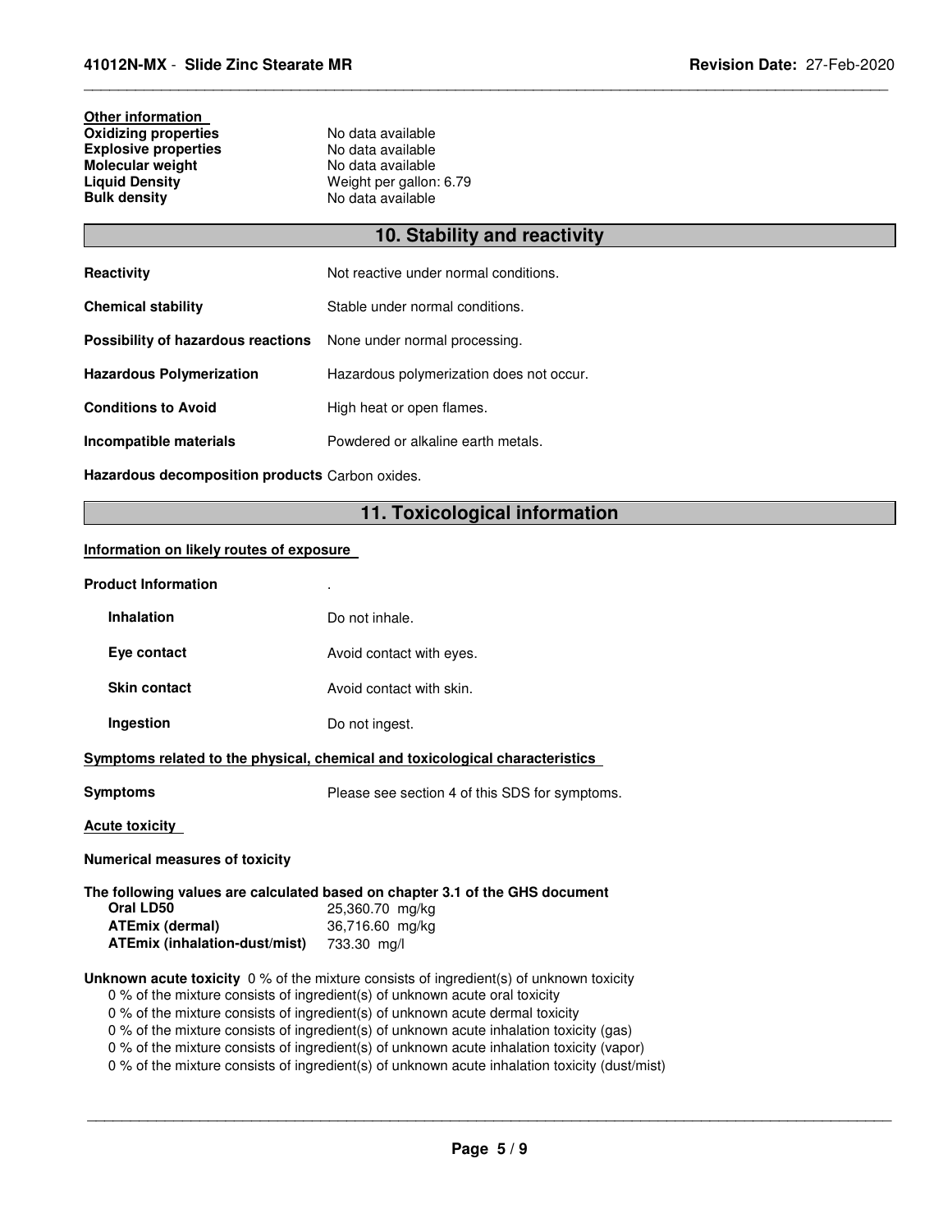**Other information**

| | |
|---|---|
| **Oxidizing properties** | No data available |
| **Explosive properties** | No data available |
| **Molecular weight** | No data available |
| **Liquid Density** | Weight per gallon: 6.79 |
| **Bulk density** | No data available |

## 10. Stability and reactivity

| | |
|---|---|
| **Reactivity** | Not reactive under normal conditions. |
| **Chemical stability** | Stable under normal conditions. |
| **Possibility of hazardous reactions** | None under normal processing. |
| **Hazardous Polymerization** | Hazardous polymerization does not occur. |
| **Conditions to Avoid** | High heat or open flames. |
| **Incompatible materials** | Powdered or alkaline earth metals. |
| **Hazardous decomposition products** | Carbon oxides. |

## 11. Toxicological information

**Information on likely routes of exposure**

**Product Information** .

| | |
|---|---|
| **Inhalation** | Do not inhale. |
| **Eye contact** | Avoid contact with eyes. |
| **Skin contact** | Avoid contact with skin. |
| **Ingestion** | Do not ingest. |

**Symptoms related to the physical, chemical and toxicological characteristics**

**Symptoms** Please see section 4 of this SDS for symptoms.

**Acute toxicity**

**Numerical measures of toxicity**

**The following values are calculated based on chapter 3.1 of the GHS document**

| | |
|---|---|
| **Oral LD50** | 25,360.70 mg/kg |
| **ATEmix (dermal)** | 36,716.60 mg/kg |
| **ATEmix (inhalation-dust/mist)** | 733.30 mg/l |

**Unknown acute toxicity** 0 % of the mixture consists of ingredient(s) of unknown toxicity

0 % of the mixture consists of ingredient(s) of unknown acute oral toxicity
0 % of the mixture consists of ingredient(s) of unknown acute dermal toxicity
0 % of the mixture consists of ingredient(s) of unknown acute inhalation toxicity (gas)
0 % of the mixture consists of ingredient(s) of unknown acute inhalation toxicity (vapor)
0 % of the mixture consists of ingredient(s) of unknown acute inhalation toxicity (dust/mist)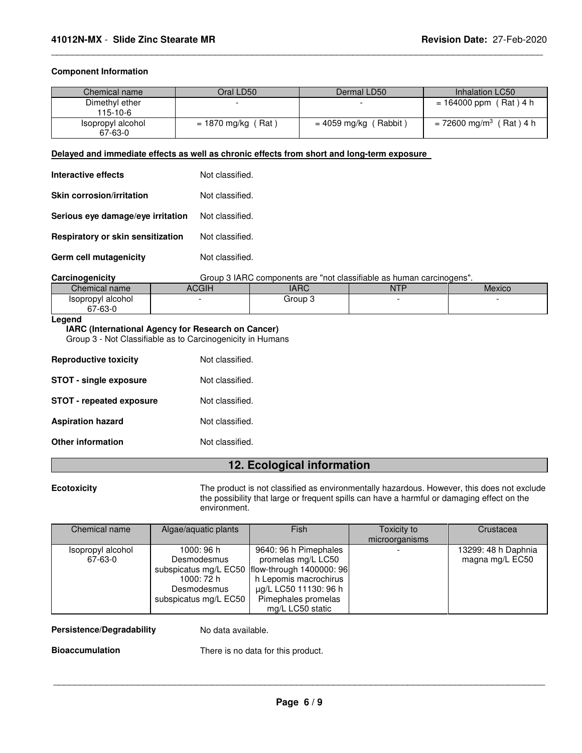**Component Information**

| Chemical name | Oral LD50 | Dermal LD50 | Inhalation LC50 |
| --- | --- | --- | --- |
| Dimethyl ether<br>115-10-6 | - | - | = 164000 ppm ( Rat ) 4 h |
| Isopropyl alcohol<br>67-63-0 | = 1870 mg/kg ( Rat ) | = 4059 mg/kg ( Rabbit ) | = 72600 mg/m$^3$ ( Rat ) 4 h |

**Delayed and immediate effects as well as chronic effects from short and long-term exposure**

**Interactive effects** Not classified.

**Skin corrosion/irritation** Not classified.

**Serious eye damage/eye irritation** Not classified.

**Respiratory or skin sensitization** Not classified.

**Germ cell mutagenicity** Not classified.

**Carcinogenicity** Group 3 IARC components are "not classifiable as human carcinogens".

| Chemical name | ACGIH | IARC | NTP | Mexico |
| --- | --- | --- | --- | --- |
| Isopropyl alcohol<br>67-63-0 | - | Group 3 | - | - |

**Legend**

**IARC (International Agency for Research on Cancer)**

Group 3 - Not Classifiable as to Carcinogenicity in Humans

**Reproductive toxicity** Not classified.

**STOT - single exposure** Not classified.

**STOT - repeated exposure** Not classified.

**Aspiration hazard** Not classified.

**Other information** Not classified.

## 12. Ecological information

**Ecotoxicity** The product is not classified as environmentally hazardous. However, this does not exclude the possibility that large or frequent spills can have a harmful or damaging effect on the environment.

| Chemical name | Algae/aquatic plants | Fish | Toxicity to microorganisms | Crustacea |
| --- | --- | --- | --- | --- |
| Isopropyl alcohol<br>67-63-0 | 1000: 96 h Desmodesmus subspicatus mg/L EC50 1000: 72 h Desmodesmus subspicatus mg/L EC50 | 9640: 96 h Pimephales promelas mg/L LC50 flow-through 1400000: 96 h Lepomis macrochirus µg/L LC50 11130: 96 h Pimephales promelas mg/L LC50 static | - | 13299: 48 h Daphnia magna mg/L EC50 |

**Persistence/Degradability** No data available.

**Bioaccumulation** There is no data for this product.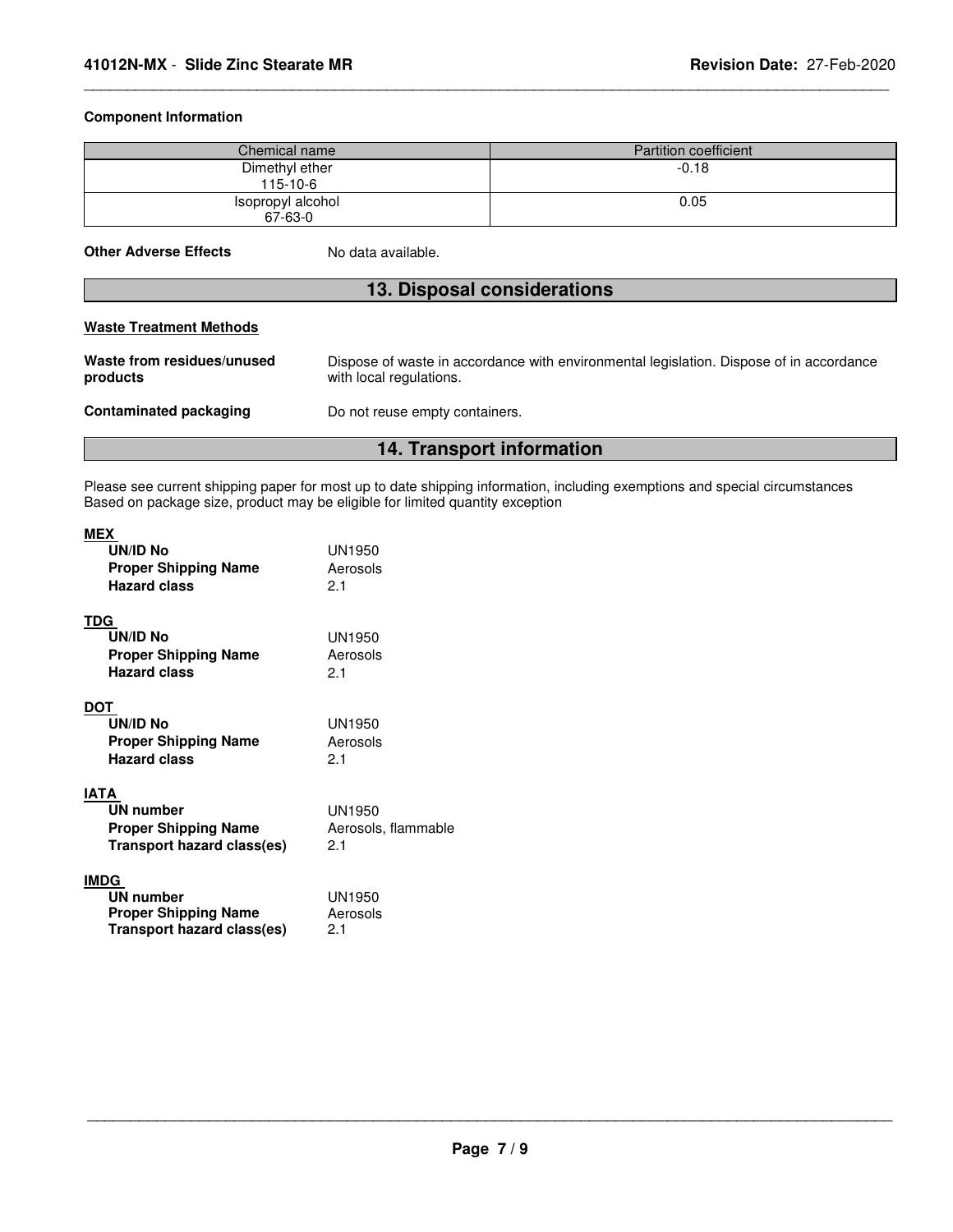#### Component Information

| Chemical name | Partition coefficient |
| --- | --- |
| Dimethyl ether<br>115-10-6 | -0.18 |
| Isopropyl alcohol<br>67-63-0 | 0.05 |

**Other Adverse Effects** No data available.

## 13. Disposal considerations

**Waste Treatment Methods**

**Waste from residues/unused products** Dispose of waste in accordance with environmental legislation. Dispose of in accordance with local regulations.

**Contaminated packaging** Do not reuse empty containers.

## 14. Transport information

Please see current shipping paper for most up to date shipping information, including exemptions and special circumstances
Based on package size, product may be eligible for limited quantity exception

**MEX**

**UN/ID No** UN1950
**Proper Shipping Name** Aerosols
**Hazard class** 2.1

**TDG**

**UN/ID No** UN1950
**Proper Shipping Name** Aerosols
**Hazard class** 2.1

**DOT**

**UN/ID No** UN1950
**Proper Shipping Name** Aerosols
**Hazard class** 2.1

**IATA**

**UN number** UN1950
**Proper Shipping Name** Aerosols, flammable
**Transport hazard class(es)** 2.1

**IMDG**

**UN number** UN1950
**Proper Shipping Name** Aerosols
**Transport hazard class(es)** 2.1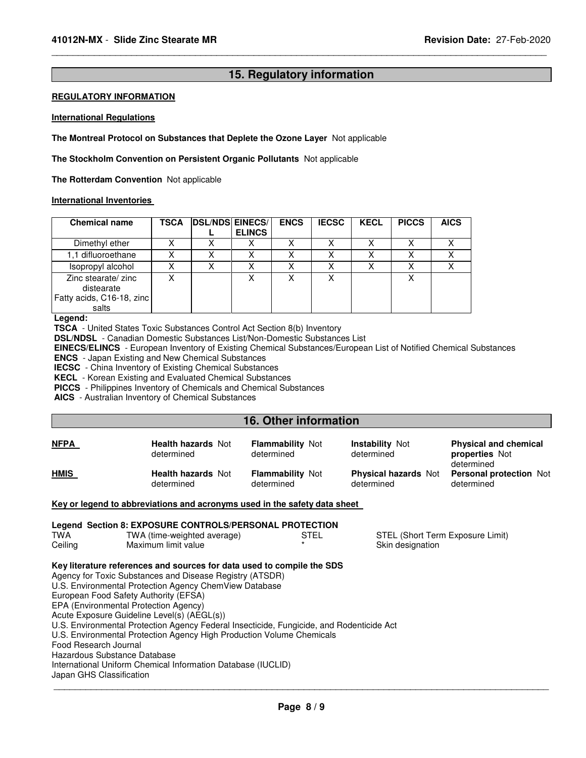## 15. Regulatory information

**REGULATORY INFORMATION**

**International Regulations**

**The Montreal Protocol on Substances that Deplete the Ozone Layer** Not applicable

**The Stockholm Convention on Persistent Organic Pollutants** Not applicable

**The Rotterdam Convention** Not applicable

**International Inventories**

| Chemical name | TSCA | DSL/NDSL | EINECS/ ELINCS | ENCS | IECSC | KECL | PICCS | AICS |
|---|---|---|---|---|---|---|---|---|
| Dimethyl ether | X | X | X | X | X | X | X | X |
| 1,1 difluoroethane | X | X | X | X | X | X | X | X |
| Isopropyl alcohol | X | X | X | X | X | X | X | X |
| Zinc stearate/ zinc distearate Fatty acids, C16-18, zinc salts | X | | X | X | X | | X | |

**Legend:**

**TSCA** - United States Toxic Substances Control Act Section 8(b) Inventory
**DSL/NDSL** - Canadian Domestic Substances List/Non-Domestic Substances List
**EINECS/ELINCS** - European Inventory of Existing Chemical Substances/European List of Notified Chemical Substances
**ENCS** - Japan Existing and New Chemical Substances
**IECSC** - China Inventory of Existing Chemical Substances
**KECL** - Korean Existing and Evaluated Chemical Substances
**PICCS** - Philippines Inventory of Chemicals and Chemical Substances
**AICS** - Australian Inventory of Chemical Substances

## 16. Other information

| | | | | |
|---|---|---|---|---|
| **NFPA** | **Health hazards** Not determined | **Flammability** Not determined | **Instability** Not determined | **Physical and chemical properties** Not determined |
| **HMIS** | **Health hazards** Not determined | **Flammability** Not determined | **Physical hazards** Not determined | **Personal protection** Not determined |

**Key or legend to abbreviations and acronyms used in the safety data sheet**

**Legend Section 8: EXPOSURE CONTROLS/PERSONAL PROTECTION**

| | | | |
|---|---|---|---|
| TWA | TWA (time-weighted average) | STEL | STEL (Short Term Exposure Limit) |
| Ceiling | Maximum limit value | * | Skin designation |

**Key literature references and sources for data used to compile the SDS**

Agency for Toxic Substances and Disease Registry (ATSDR)
U.S. Environmental Protection Agency ChemView Database
European Food Safety Authority (EFSA)
EPA (Environmental Protection Agency)
Acute Exposure Guideline Level(s) (AEGL(s))
U.S. Environmental Protection Agency Federal Insecticide, Fungicide, and Rodenticide Act
U.S. Environmental Protection Agency High Production Volume Chemicals
Food Research Journal
Hazardous Substance Database
International Uniform Chemical Information Database (IUCLID)
Japan GHS Classification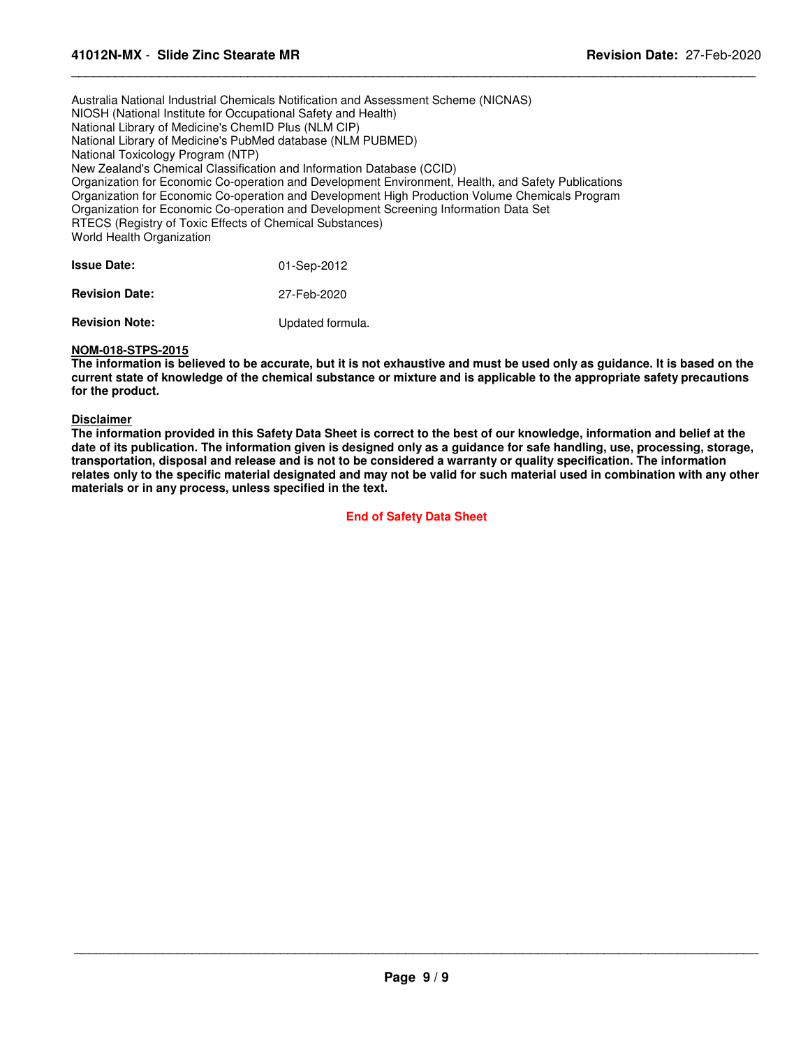Australia National Industrial Chemicals Notification and Assessment Scheme (NICNAS)
NIOSH (National Institute for Occupational Safety and Health)
National Library of Medicine's ChemID Plus (NLM CIP)
National Library of Medicine's PubMed database (NLM PUBMED)
National Toxicology Program (NTP)
New Zealand's Chemical Classification and Information Database (CCID)
Organization for Economic Co-operation and Development Environment, Health, and Safety Publications
Organization for Economic Co-operation and Development High Production Volume Chemicals Program
Organization for Economic Co-operation and Development Screening Information Data Set
RTECS (Registry of Toxic Effects of Chemical Substances)
World Health Organization

| | |
|---|---|
| **Issue Date:** | 01-Sep-2012 |
| **Revision Date:** | 27-Feb-2020 |
| **Revision Note:** | Updated formula. |

**NOM-018-STPS-2015**

**The information is believed to be accurate, but it is not exhaustive and must be used only as guidance. It is based on the current state of knowledge of the chemical substance or mixture and is applicable to the appropriate safety precautions for the product.**

**Disclaimer**

**The information provided in this Safety Data Sheet is correct to the best of our knowledge, information and belief at the date of its publication. The information given is designed only as a guidance for safe handling, use, processing, storage, transportation, disposal and release and is not to be considered a warranty or quality specification. The information relates only to the specific material designated and may not be valid for such material used in combination with any other materials or in any process, unless specified in the text.**

**End of Safety Data Sheet**